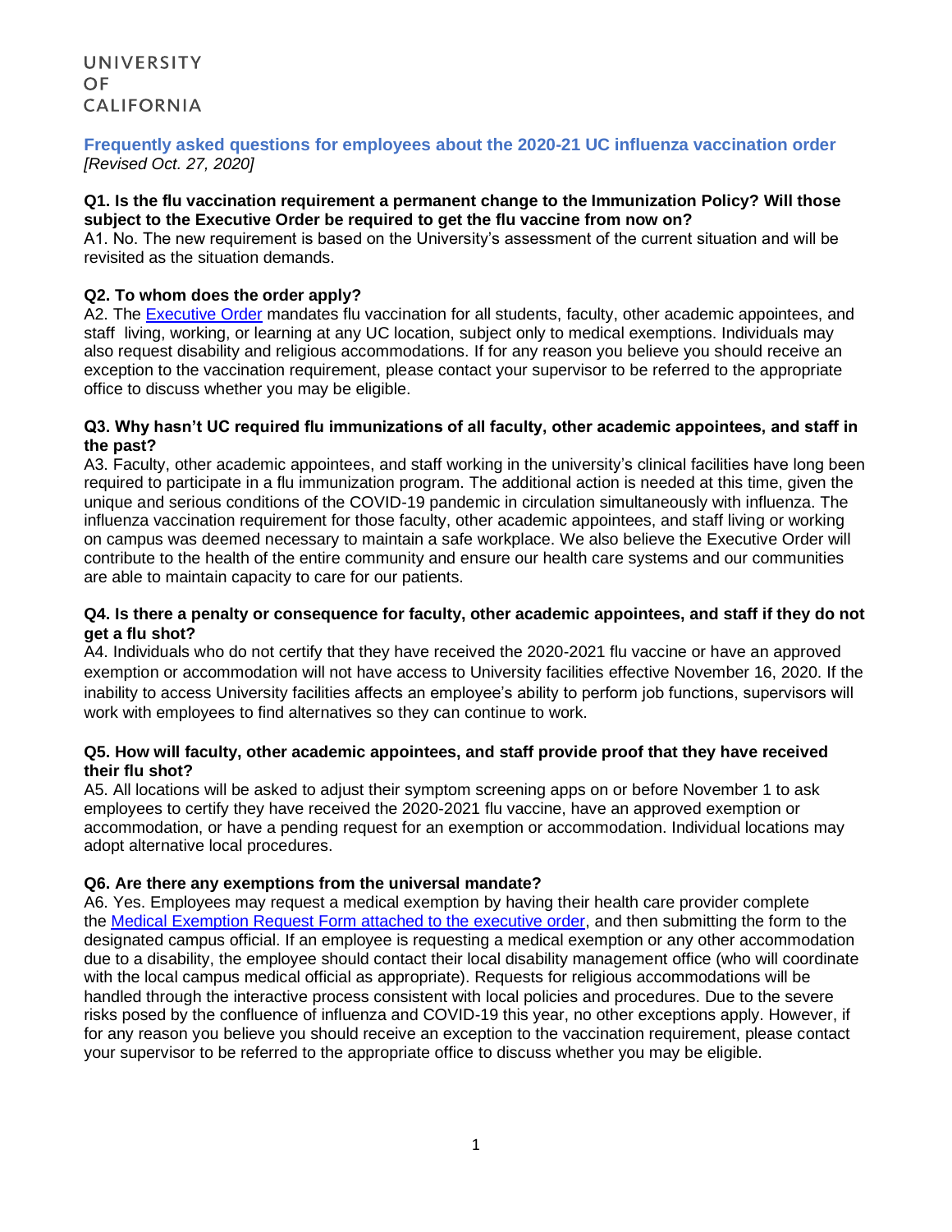UNIVERSITY
OF
CALIFORNIA

## Frequently asked questions for employees about the 2020-21 UC influenza vaccination order

*[Revised Oct. 27, 2020]*

**Q1. Is the flu vaccination requirement a permanent change to the Immunization Policy? Will those subject to the Executive Order be required to get the flu vaccine from now on?**

A1. No. The new requirement is based on the University's assessment of the current situation and will be revisited as the situation demands.

**Q2. To whom does the order apply?**

A2. The Executive Order mandates flu vaccination for all students, faculty, other academic appointees, and staff living, working, or learning at any UC location, subject only to medical exemptions. Individuals may also request disability and religious accommodations. If for any reason you believe you should receive an exception to the vaccination requirement, please contact your supervisor to be referred to the appropriate office to discuss whether you may be eligible.

**Q3. Why hasn't UC required flu immunizations of all faculty, other academic appointees, and staff in the past?**

A3. Faculty, other academic appointees, and staff working in the university's clinical facilities have long been required to participate in a flu immunization program. The additional action is needed at this time, given the unique and serious conditions of the COVID-19 pandemic in circulation simultaneously with influenza. The influenza vaccination requirement for those faculty, other academic appointees, and staff living or working on campus was deemed necessary to maintain a safe workplace. We also believe the Executive Order will contribute to the health of the entire community and ensure our health care systems and our communities are able to maintain capacity to care for our patients.

**Q4. Is there a penalty or consequence for faculty, other academic appointees, and staff if they do not get a flu shot?**

A4. Individuals who do not certify that they have received the 2020-2021 flu vaccine or have an approved exemption or accommodation will not have access to University facilities effective November 16, 2020. If the inability to access University facilities affects an employee's ability to perform job functions, supervisors will work with employees to find alternatives so they can continue to work.

**Q5. How will faculty, other academic appointees, and staff provide proof that they have received their flu shot?**

A5. All locations will be asked to adjust their symptom screening apps on or before November 1 to ask employees to certify they have received the 2020-2021 flu vaccine, have an approved exemption or accommodation, or have a pending request for an exemption or accommodation. Individual locations may adopt alternative local procedures.

**Q6. Are there any exemptions from the universal mandate?**

A6. Yes. Employees may request a medical exemption by having their health care provider complete the Medical Exemption Request Form attached to the executive order, and then submitting the form to the designated campus official. If an employee is requesting a medical exemption or any other accommodation due to a disability, the employee should contact their local disability management office (who will coordinate with the local campus medical official as appropriate). Requests for religious accommodations will be handled through the interactive process consistent with local policies and procedures. Due to the severe risks posed by the confluence of influenza and COVID-19 this year, no other exceptions apply. However, if for any reason you believe you should receive an exception to the vaccination requirement, please contact your supervisor to be referred to the appropriate office to discuss whether you may be eligible.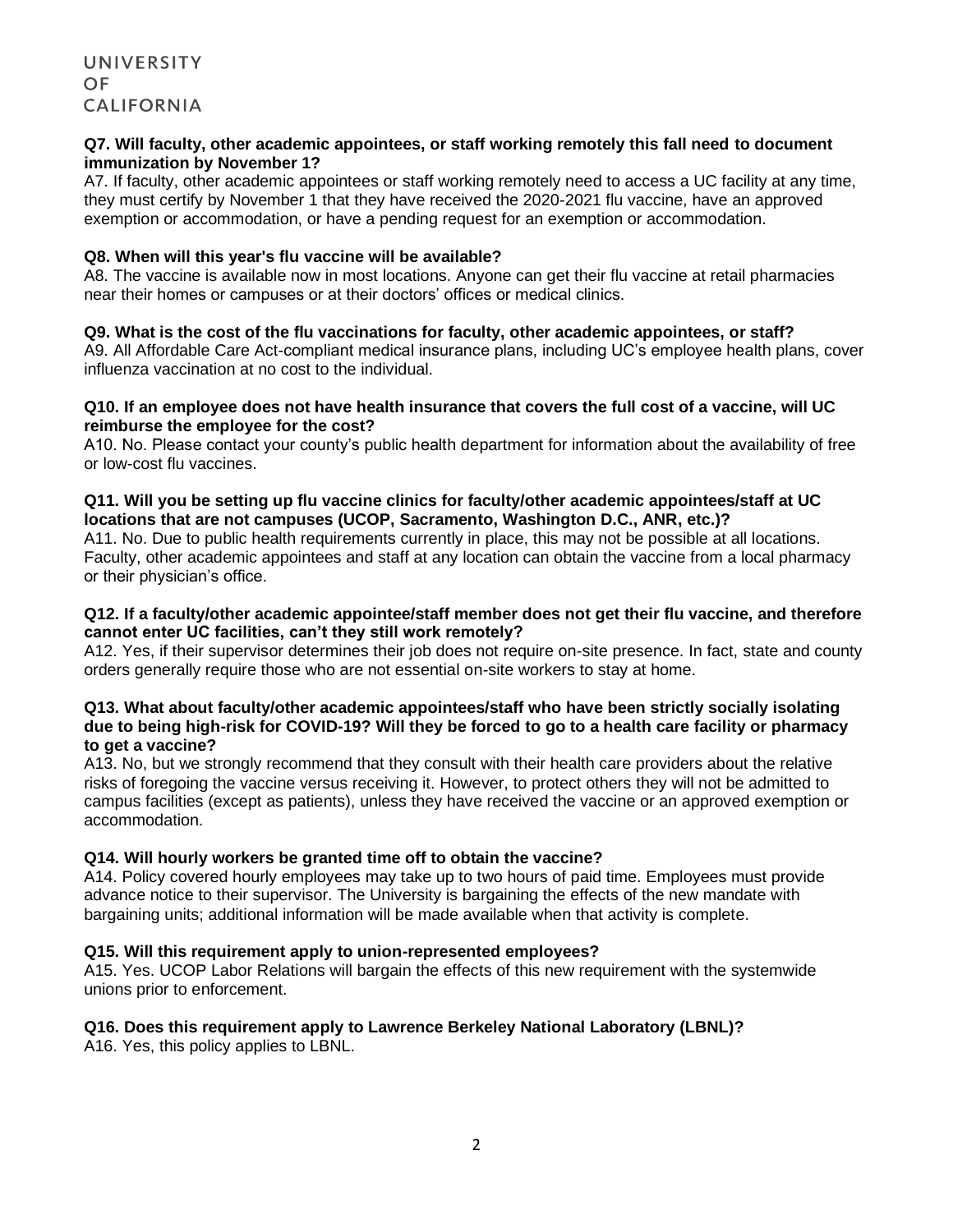**Q7. Will faculty, other academic appointees, or staff working remotely this fall need to document immunization by November 1?**

A7. If faculty, other academic appointees or staff working remotely need to access a UC facility at any time, they must certify by November 1 that they have received the 2020-2021 flu vaccine, have an approved exemption or accommodation, or have a pending request for an exemption or accommodation.

**Q8. When will this year's flu vaccine will be available?**

A8. The vaccine is available now in most locations. Anyone can get their flu vaccine at retail pharmacies near their homes or campuses or at their doctors' offices or medical clinics.

**Q9. What is the cost of the flu vaccinations for faculty, other academic appointees, or staff?**

A9. All Affordable Care Act-compliant medical insurance plans, including UC's employee health plans, cover influenza vaccination at no cost to the individual.

**Q10. If an employee does not have health insurance that covers the full cost of a vaccine, will UC reimburse the employee for the cost?**

A10. No. Please contact your county's public health department for information about the availability of free or low-cost flu vaccines.

**Q11. Will you be setting up flu vaccine clinics for faculty/other academic appointees/staff at UC locations that are not campuses (UCOP, Sacramento, Washington D.C., ANR, etc.)?**

A11. No. Due to public health requirements currently in place, this may not be possible at all locations. Faculty, other academic appointees and staff at any location can obtain the vaccine from a local pharmacy or their physician's office.

**Q12. If a faculty/other academic appointee/staff member does not get their flu vaccine, and therefore cannot enter UC facilities, can't they still work remotely?**

A12. Yes, if their supervisor determines their job does not require on-site presence. In fact, state and county orders generally require those who are not essential on-site workers to stay at home.

**Q13. What about faculty/other academic appointees/staff who have been strictly socially isolating due to being high-risk for COVID-19? Will they be forced to go to a health care facility or pharmacy to get a vaccine?**

A13. No, but we strongly recommend that they consult with their health care providers about the relative risks of foregoing the vaccine versus receiving it. However, to protect others they will not be admitted to campus facilities (except as patients), unless they have received the vaccine or an approved exemption or accommodation.

**Q14. Will hourly workers be granted time off to obtain the vaccine?**

A14. Policy covered hourly employees may take up to two hours of paid time. Employees must provide advance notice to their supervisor. The University is bargaining the effects of the new mandate with bargaining units; additional information will be made available when that activity is complete.

**Q15. Will this requirement apply to union-represented employees?**

A15. Yes. UCOP Labor Relations will bargain the effects of this new requirement with the systemwide unions prior to enforcement.

**Q16. Does this requirement apply to Lawrence Berkeley National Laboratory (LBNL)?**

A16. Yes, this policy applies to LBNL.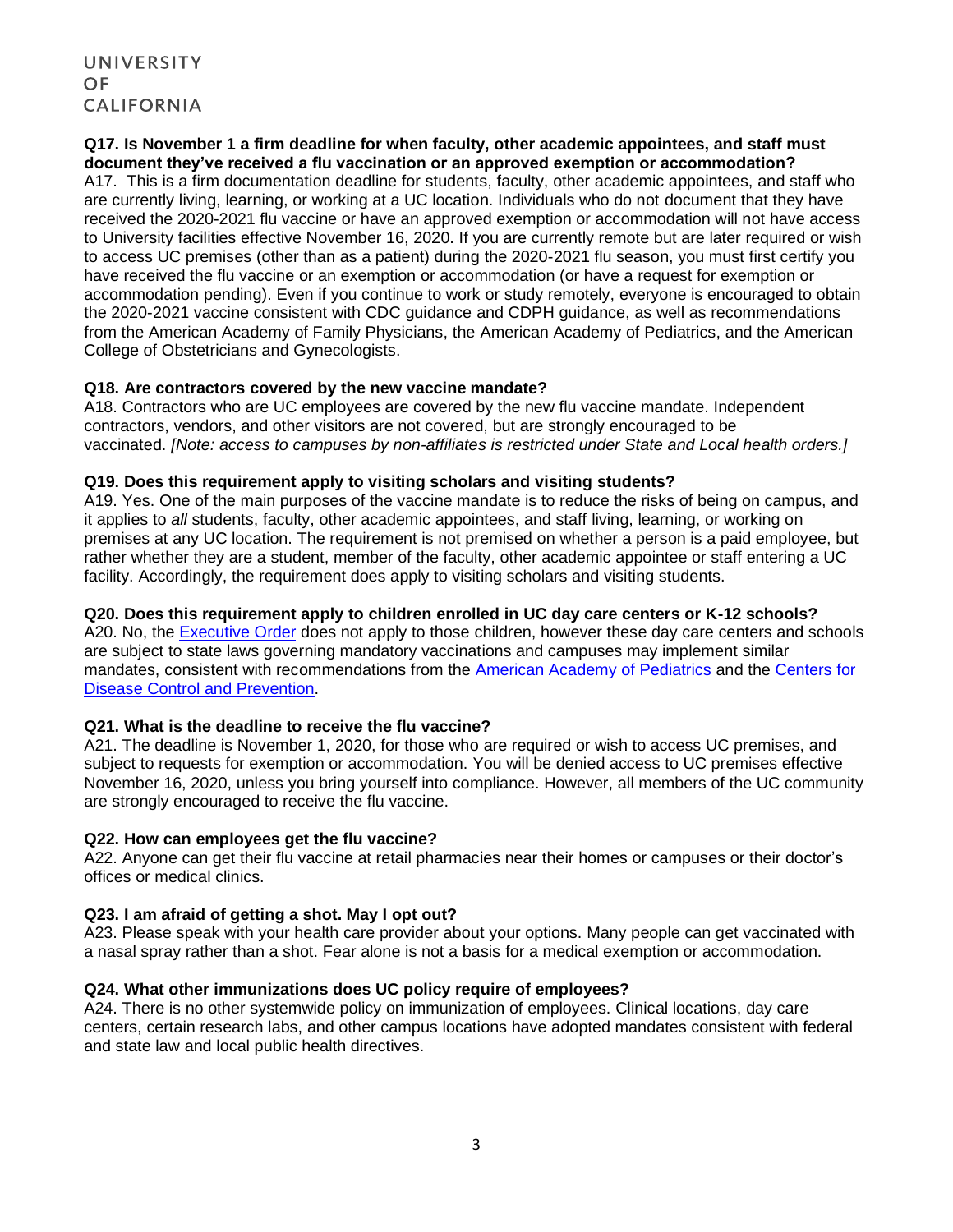**Q17. Is November 1 a firm deadline for when faculty, other academic appointees, and staff must document they've received a flu vaccination or an approved exemption or accommodation?**

A17. This is a firm documentation deadline for students, faculty, other academic appointees, and staff who are currently living, learning, or working at a UC location. Individuals who do not document that they have received the 2020-2021 flu vaccine or have an approved exemption or accommodation will not have access to University facilities effective November 16, 2020. If you are currently remote but are later required or wish to access UC premises (other than as a patient) during the 2020-2021 flu season, you must first certify you have received the flu vaccine or an exemption or accommodation (or have a request for exemption or accommodation pending). Even if you continue to work or study remotely, everyone is encouraged to obtain the 2020-2021 vaccine consistent with CDC guidance and CDPH guidance, as well as recommendations from the American Academy of Family Physicians, the American Academy of Pediatrics, and the American College of Obstetricians and Gynecologists.

**Q18. Are contractors covered by the new vaccine mandate?**

A18. Contractors who are UC employees are covered by the new flu vaccine mandate. Independent contractors, vendors, and other visitors are not covered, but are strongly encouraged to be vaccinated. *[Note: access to campuses by non-affiliates is restricted under State and Local health orders.]*

**Q19. Does this requirement apply to visiting scholars and visiting students?**

A19. Yes. One of the main purposes of the vaccine mandate is to reduce the risks of being on campus, and it applies to *all* students, faculty, other academic appointees, and staff living, learning, or working on premises at any UC location. The requirement is not premised on whether a person is a paid employee, but rather whether they are a student, member of the faculty, other academic appointee or staff entering a UC facility. Accordingly, the requirement does apply to visiting scholars and visiting students.

**Q20. Does this requirement apply to children enrolled in UC day care centers or K-12 schools?**

A20. No, the Executive Order does not apply to those children, however these day care centers and schools are subject to state laws governing mandatory vaccinations and campuses may implement similar mandates, consistent with recommendations from the American Academy of Pediatrics and the Centers for Disease Control and Prevention.

**Q21. What is the deadline to receive the flu vaccine?**

A21. The deadline is November 1, 2020, for those who are required or wish to access UC premises, and subject to requests for exemption or accommodation. You will be denied access to UC premises effective November 16, 2020, unless you bring yourself into compliance. However, all members of the UC community are strongly encouraged to receive the flu vaccine.

**Q22. How can employees get the flu vaccine?**

A22. Anyone can get their flu vaccine at retail pharmacies near their homes or campuses or their doctor's offices or medical clinics.

**Q23. I am afraid of getting a shot. May I opt out?**

A23. Please speak with your health care provider about your options. Many people can get vaccinated with a nasal spray rather than a shot. Fear alone is not a basis for a medical exemption or accommodation.

**Q24. What other immunizations does UC policy require of employees?**

A24. There is no other systemwide policy on immunization of employees. Clinical locations, day care centers, certain research labs, and other campus locations have adopted mandates consistent with federal and state law and local public health directives.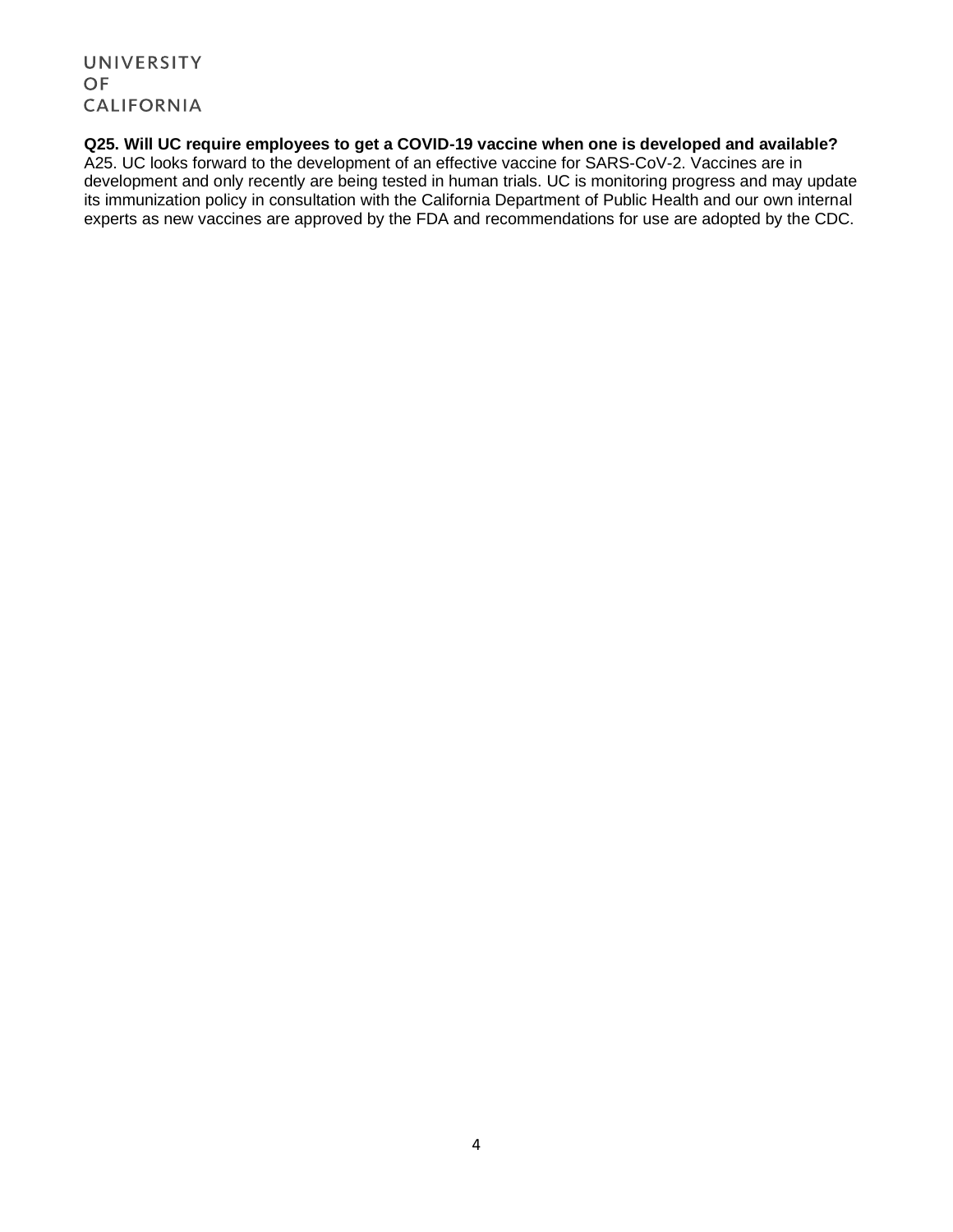**Q25. Will UC require employees to get a COVID-19 vaccine when one is developed and available?**
A25. UC looks forward to the development of an effective vaccine for SARS-CoV-2. Vaccines are in development and only recently are being tested in human trials. UC is monitoring progress and may update its immunization policy in consultation with the California Department of Public Health and our own internal experts as new vaccines are approved by the FDA and recommendations for use are adopted by the CDC.